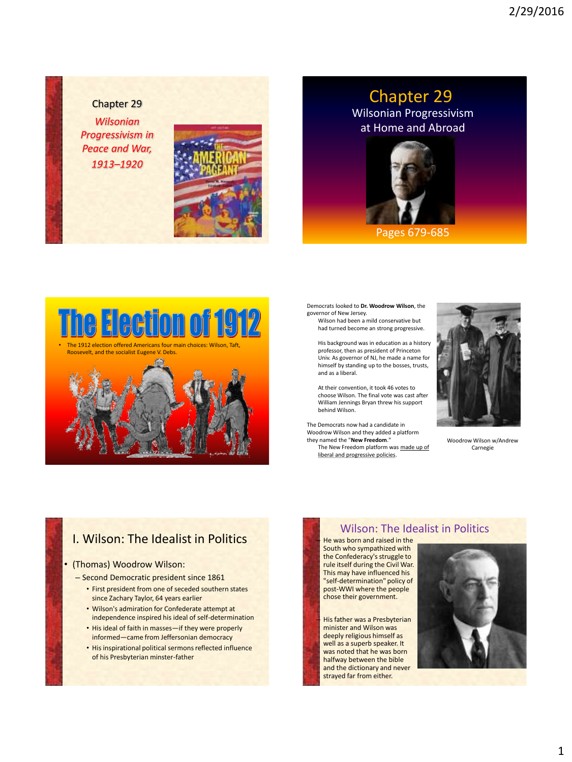Chapter 29

*Wilsonian Progressivism in Peace and War, 1913–1920*

# Chapter 29

Wilsonian Progressivism at Home and Abroad

Pages 679-685

# The Election of 1912

- The 1912 election offered Americans four main choices: Wilson, Taft, Roosevelt, and the socialist Eugene V. Debs.

Democrats looked to **Dr. Woodrow Wilson**, the governor of New Jersey.

Wilson had been a mild conservative but had turned become an strong progressive.

His background was in education as a history professor, then as president of Princeton Univ. As governor of NJ, he made a name for himself by standing up to the bosses, trusts, and as a liberal.

At their convention, it took 46 votes to choose Wilson. The final vote was cast after William Jennings Bryan threw his support behind Wilson.

The Democrats now had a candidate in Woodrow Wilson and they added a platform they named the "**New Freedom**."

The New Freedom platform was made up of liberal and progressive policies.

Woodrow Wilson w/Andrew Carnegie

## I. Wilson: The Idealist in Politics

- (Thomas) Woodrow Wilson:
  - Second Democratic president since 1861
    - First president from one of seceded southern states since Zachary Taylor, 64 years earlier
    - Wilson's admiration for Confederate attempt at independence inspired his ideal of self-determination
    - His ideal of faith in masses—if they were properly informed—came from Jeffersonian democracy
    - His inspirational political sermons reflected influence of his Presbyterian minster-father

## Wilson: The Idealist in Politics

He was born and raised in the South who sympathized with the Confederacy's struggle to rule itself during the Civil War. This may have influenced his "self-determination" policy of post-WWI where the people chose their government.

His father was a Presbyterian minister and Wilson was deeply religious himself as well as a superb speaker. It was noted that he was born halfway between the bible and the dictionary and never strayed far from either.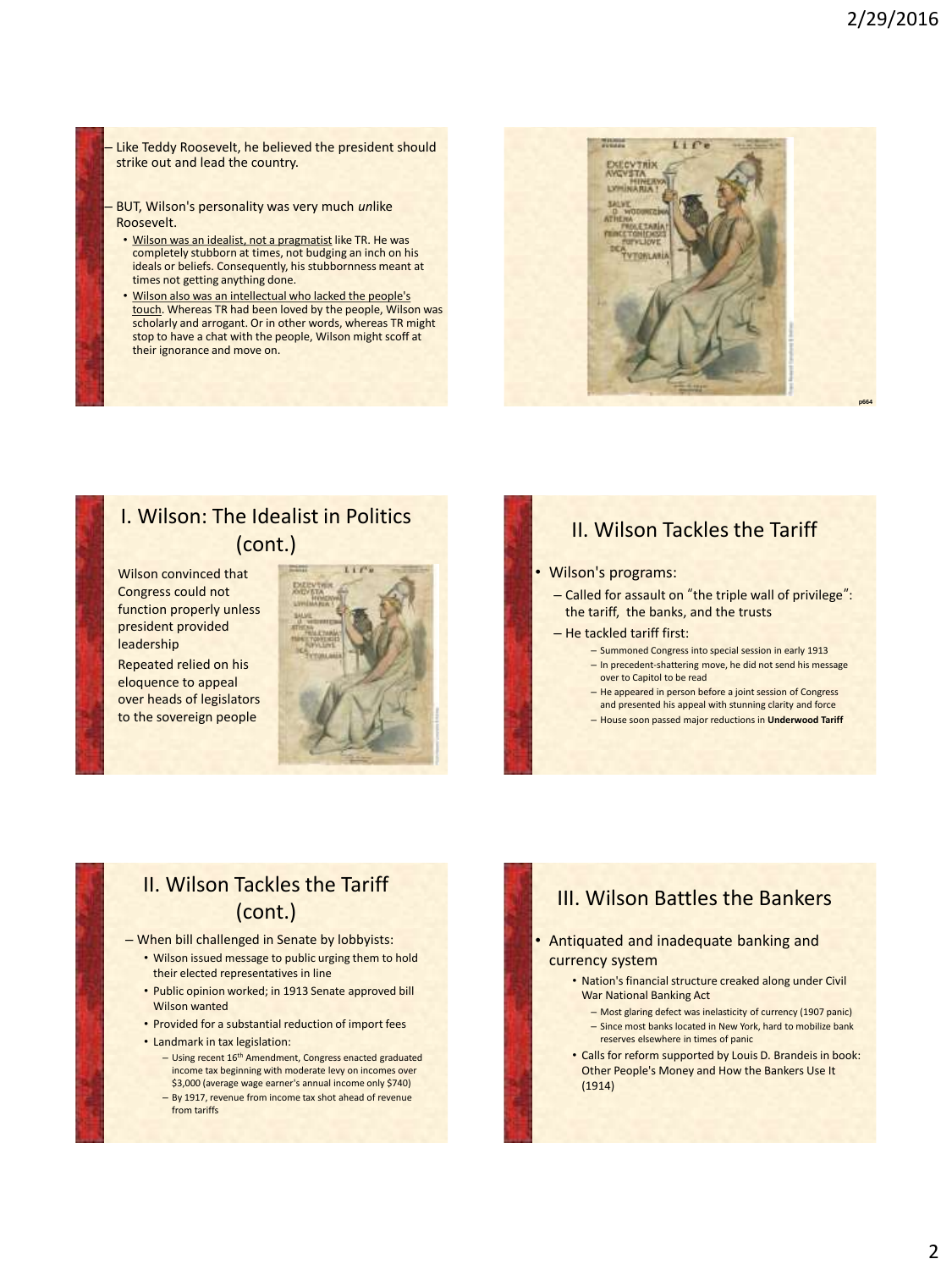– Like Teddy Roosevelt, he believed the president should strike out and lead the country.

– BUT, Wilson's personality was very much *un*like Roosevelt.

- Wilson was an idealist, not a pragmatist like TR. He was completely stubborn at times, not budging an inch on his ideals or beliefs. Consequently, his stubbornness meant at times not getting anything done.
- Wilson also was an intellectual who lacked the people's touch. Whereas TR had been loved by the people, Wilson was scholarly and arrogant. Or in other words, whereas TR might stop to have a chat with the people, Wilson might scoff at their ignorance and move on.

p664

## I. Wilson: The Idealist in Politics (cont.)

Wilson convinced that Congress could not function properly unless president provided leadership

Repeated relied on his eloquence to appeal over heads of legislators to the sovereign people

## II. Wilson Tackles the Tariff

- Wilson's programs:
  - Called for assault on "the triple wall of privilege": the tariff, the banks, and the trusts
  - He tackled tariff first:
    - Summoned Congress into special session in early 1913
    - In precedent-shattering move, he did not send his message over to Capitol to be read
    - He appeared in person before a joint session of Congress and presented his appeal with stunning clarity and force
    - House soon passed major reductions in **Underwood Tariff**

## II. Wilson Tackles the Tariff (cont.)

– When bill challenged in Senate by lobbyists:

- Wilson issued message to public urging them to hold their elected representatives in line
- Public opinion worked; in 1913 Senate approved bill Wilson wanted
- Provided for a substantial reduction of import fees
- Landmark in tax legislation:
  - Using recent 16th Amendment, Congress enacted graduated income tax beginning with moderate levy on incomes over $3,000 (average wage earner's annual income only $740)
  - By 1917, revenue from income tax shot ahead of revenue from tariffs

## III. Wilson Battles the Bankers

- Antiquated and inadequate banking and currency system
  - Nation's financial structure creaked along under Civil War National Banking Act
    - Most glaring defect was inelasticity of currency (1907 panic)
    - Since most banks located in New York, hard to mobilize bank reserves elsewhere in times of panic
  - Calls for reform supported by Louis D. Brandeis in book: Other People's Money and How the Bankers Use It (1914)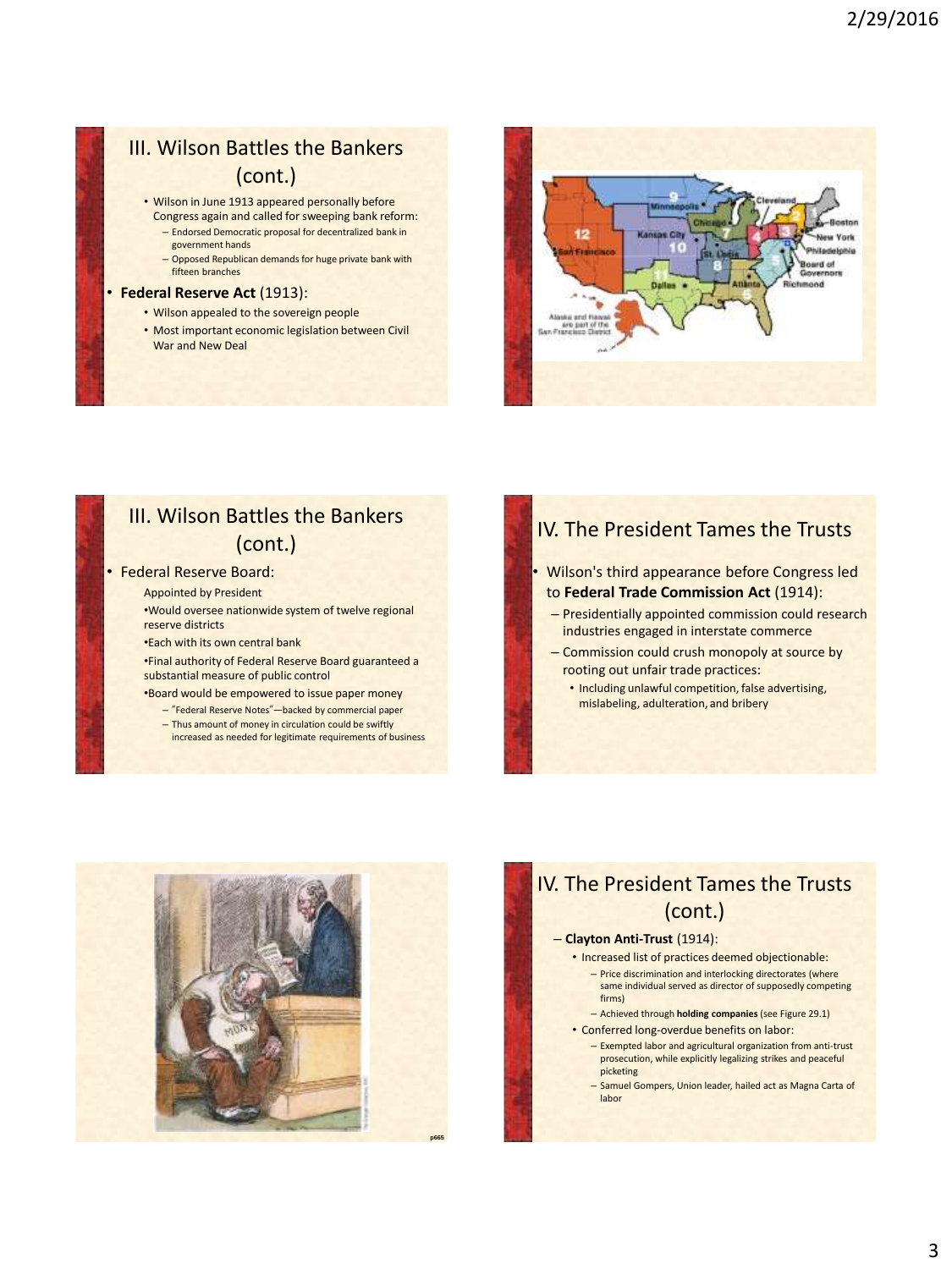## III. Wilson Battles the Bankers (cont.)

- Wilson in June 1913 appeared personally before Congress again and called for sweeping bank reform:
  - Endorsed Democratic proposal for decentralized bank in government hands
  - Opposed Republican demands for huge private bank with fifteen branches
- **Federal Reserve Act** (1913):
  - Wilson appealed to the sovereign people
  - Most important economic legislation between Civil War and New Deal

## III. Wilson Battles the Bankers (cont.)

- Federal Reserve Board:
  - Appointed by President
  - Would oversee nationwide system of twelve regional reserve districts
  - Each with its own central bank
  - Final authority of Federal Reserve Board guaranteed a substantial measure of public control
  - Board would be empowered to issue paper money
    - "Federal Reserve Notes"—backed by commercial paper
    - Thus amount of money in circulation could be swiftly increased as needed for legitimate requirements of business

## IV. The President Tames the Trusts

- Wilson's third appearance before Congress led to **Federal Trade Commission Act** (1914):
  - Presidentially appointed commission could research industries engaged in interstate commerce
  - Commission could crush monopoly at source by rooting out unfair trade practices:
    - Including unlawful competition, false advertising, mislabeling, adulteration, and bribery

p665

## IV. The President Tames the Trusts (cont.)

- **Clayton Anti-Trust** (1914):
  - Increased list of practices deemed objectionable:
    - Price discrimination and interlocking directorates (where same individual served as director of supposedly competing firms)
    - Achieved through **holding companies** (see Figure 29.1)
  - Conferred long-overdue benefits on labor:
    - Exempted labor and agricultural organization from anti-trust prosecution, while explicitly legalizing strikes and peaceful picketing
    - Samuel Gompers, Union leader, hailed act as Magna Carta of labor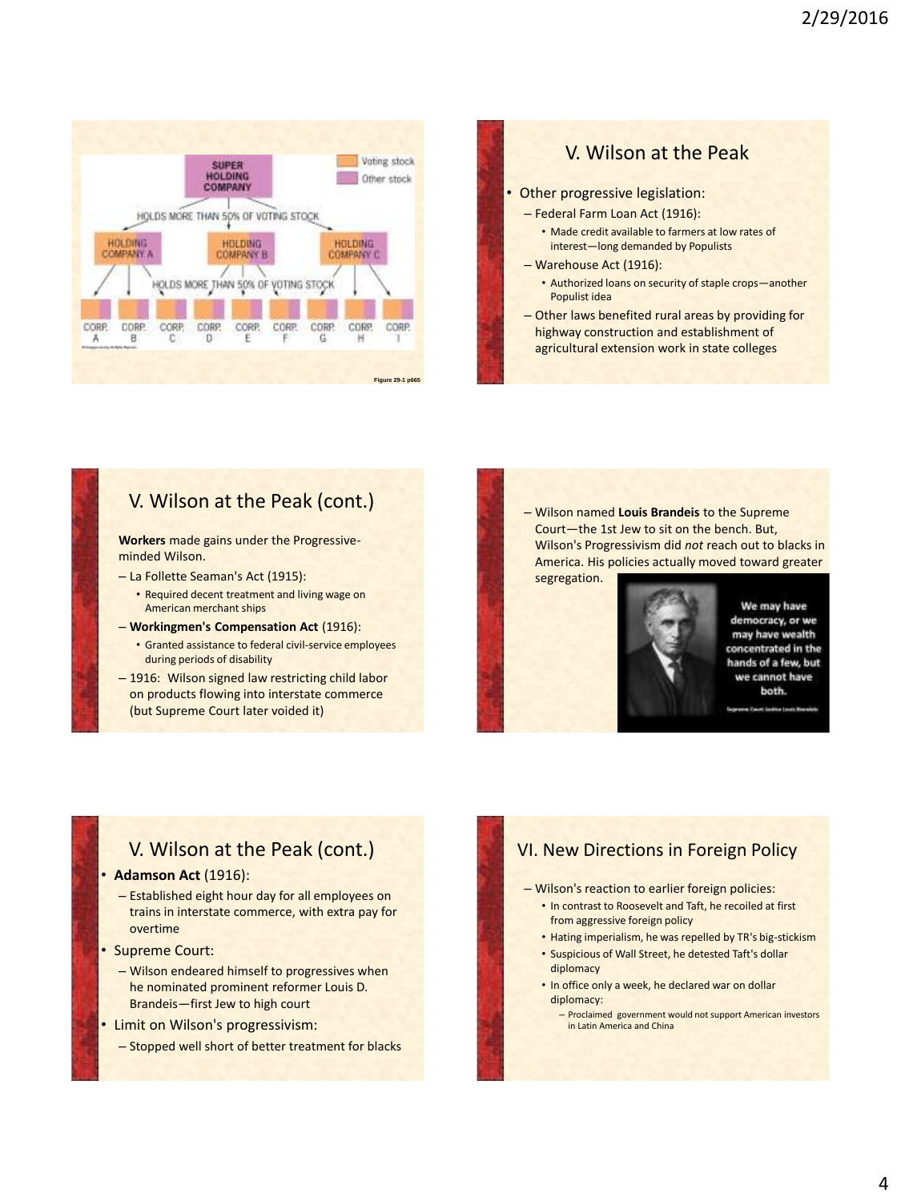SUPER HOLDING COMPANY

Voting stock

Other stock

HOLDS MORE THAN 50% OF VOTING STOCK

HOLDING COMPANY A

HOLDING COMPANY B

HOLDING COMPANY C

HOLDS MORE THAN 50% OF VOTING STOCK

CORP. A | CORP. B | CORP. C | CORP. D | CORP. E | CORP. F | CORP. G | CORP. H | CORP. I

Figure 29-1 p665

## V. Wilson at the Peak

- Other progressive legislation:
  - Federal Farm Loan Act (1916):
    - Made credit available to farmers at low rates of interest—long demanded by Populists
  - Warehouse Act (1916):
    - Authorized loans on security of staple crops—another Populist idea
  - Other laws benefited rural areas by providing for highway construction and establishment of agricultural extension work in state colleges

## V. Wilson at the Peak (cont.)

**Workers** made gains under the Progressive-minded Wilson.

- La Follette Seaman's Act (1915):
  - Required decent treatment and living wage on American merchant ships
- **Workingmen's Compensation Act** (1916):
  - Granted assistance to federal civil-service employees during periods of disability
- 1916: Wilson signed law restricting child labor on products flowing into interstate commerce (but Supreme Court later voided it)

---

- Wilson named **Louis Brandeis** to the Supreme Court—the 1st Jew to sit on the bench. But, Wilson's Progressivism did *not* reach out to blacks in America. His policies actually moved toward greater segregation.

We may have democracy, or we may have wealth concentrated in the hands of a few, but we cannot have both.

Supreme Court Justice Louis Brandeis

## V. Wilson at the Peak (cont.)

- **Adamson Act** (1916):
  - Established eight hour day for all employees on trains in interstate commerce, with extra pay for overtime
- Supreme Court:
  - Wilson endeared himself to progressives when he nominated prominent reformer Louis D. Brandeis—first Jew to high court
- Limit on Wilson's progressivism:
  - Stopped well short of better treatment for blacks

## VI. New Directions in Foreign Policy

- Wilson's reaction to earlier foreign policies:
  - In contrast to Roosevelt and Taft, he recoiled at first from aggressive foreign policy
  - Hating imperialism, he was repelled by TR's big-stickism
  - Suspicious of Wall Street, he detested Taft's dollar diplomacy
  - In office only a week, he declared war on dollar diplomacy:
    - Proclaimed government would not support American investors in Latin America and China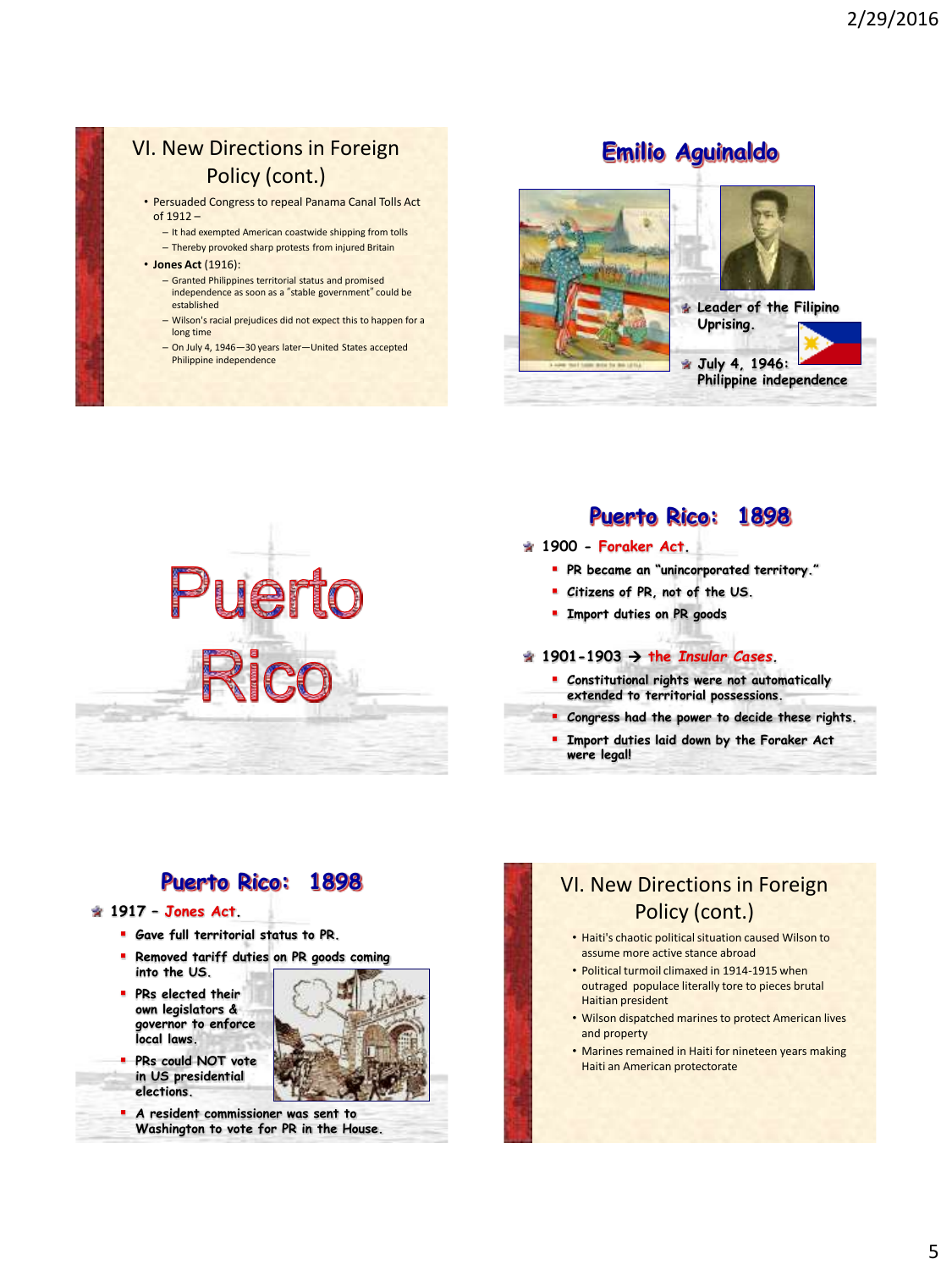## VI. New Directions in Foreign Policy (cont.)

- Persuaded Congress to repeal Panama Canal Tolls Act of 1912 –
  - It had exempted American coastwide shipping from tolls
  - Thereby provoked sharp protests from injured Britain
- **Jones Act** (1916):
  - Granted Philippines territorial status and promised independence as soon as a "stable government" could be established
  - Wilson's racial prejudices did not expect this to happen for a long time
  - On July 4, 1946—30 years later—United States accepted Philippine independence

## Emilio Aguinaldo

- Leader of the Filipino Uprising.
- July 4, 1946: Philippine independence

## Puerto Rico

## Puerto Rico: 1898

- 1900 - **Foraker Act**.
  - PR became an "unincorporated territory."
  - Citizens of PR, not of the US.
  - Import duties on PR goods
- 1901-1903 → *the Insular Cases*.
  - Constitutional rights were not automatically extended to territorial possessions.
  - Congress had the power to decide these rights.
  - Import duties laid down by the Foraker Act were legal!

## Puerto Rico: 1898

- 1917 – **Jones Act**.
  - Gave full territorial status to PR.
  - Removed tariff duties on PR goods coming into the US.
  - PRs elected their own legislators & governor to enforce local laws.
  - PRs could NOT vote in US presidential elections.
  - A resident commissioner was sent to Washington to vote for PR in the House.

## VI. New Directions in Foreign Policy (cont.)

- Haiti's chaotic political situation caused Wilson to assume more active stance abroad
- Political turmoil climaxed in 1914-1915 when outraged populace literally tore to pieces brutal Haitian president
- Wilson dispatched marines to protect American lives and property
- Marines remained in Haiti for nineteen years making Haiti an American protectorate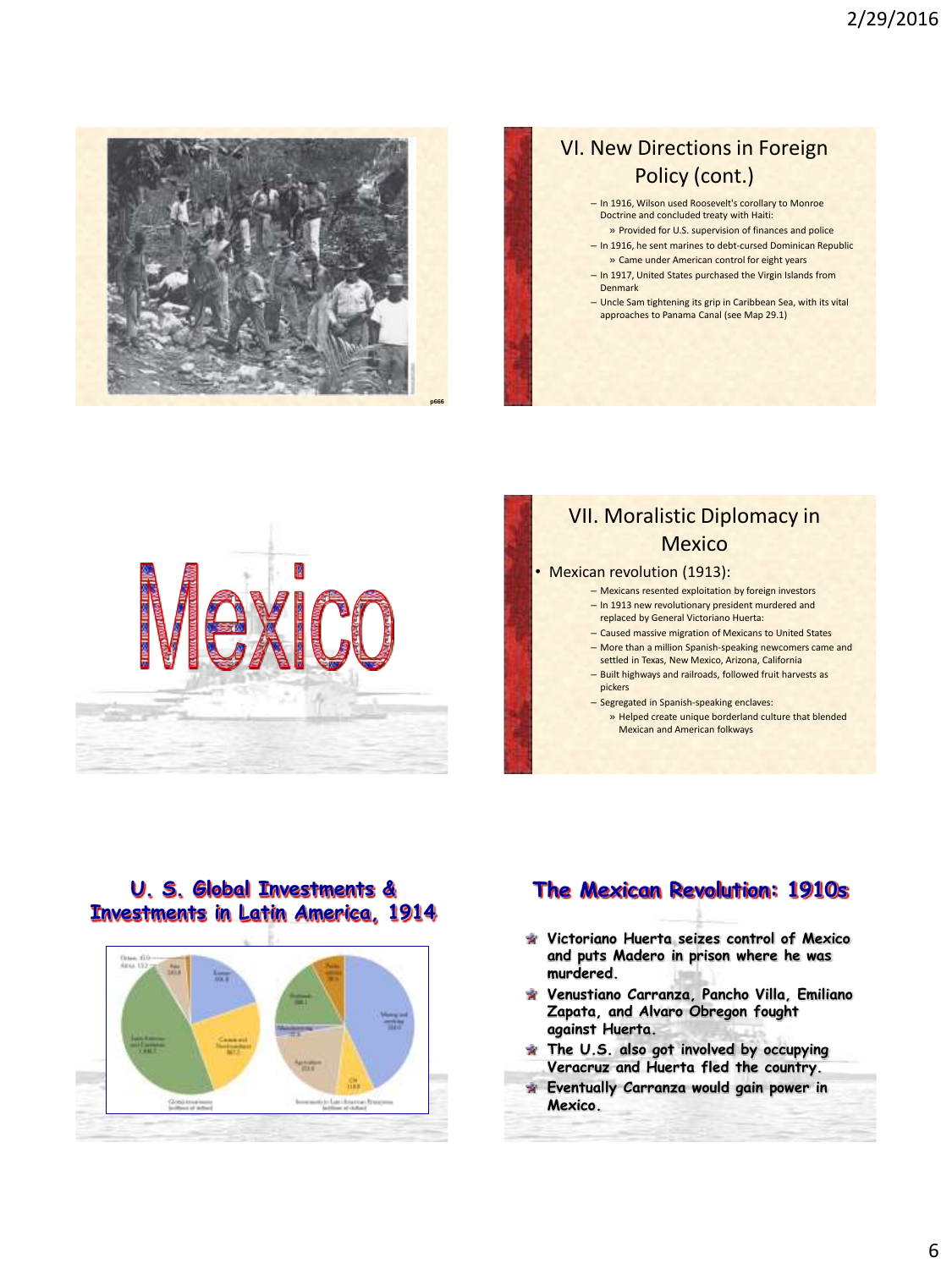## VI. New Directions in Foreign Policy (cont.)

- In 1916, Wilson used Roosevelt's corollary to Monroe Doctrine and concluded treaty with Haiti:
  - » Provided for U.S. supervision of finances and police
- In 1916, he sent marines to debt-cursed Dominican Republic
  - » Came under American control for eight years
- In 1917, United States purchased the Virgin Islands from Denmark
- Uncle Sam tightening its grip in Caribbean Sea, with its vital approaches to Panama Canal (see Map 29.1)

Mexico

## VII. Moralistic Diplomacy in Mexico

- Mexican revolution (1913):
  - Mexicans resented exploitation by foreign investors
  - In 1913 new revolutionary president murdered and replaced by General Victoriano Huerta:
  - Caused massive migration of Mexicans to United States
  - More than a million Spanish-speaking newcomers came and settled in Texas, New Mexico, Arizona, California
  - Built highways and railroads, followed fruit harvests as pickers
  - Segregated in Spanish-speaking enclaves:
    - » Helped create unique borderland culture that blended Mexican and American folkways

## U. S. Global Investments & Investments in Latin America, 1914

## The Mexican Revolution: 1910s

- Victoriano Huerta seizes control of Mexico and puts Madero in prison where he was murdered.
- Venustiano Carranza, Pancho Villa, Emiliano Zapata, and Alvaro Obregon fought against Huerta.
- The U.S. also got involved by occupying Veracruz and Huerta fled the country.
- Eventually Carranza would gain power in Mexico.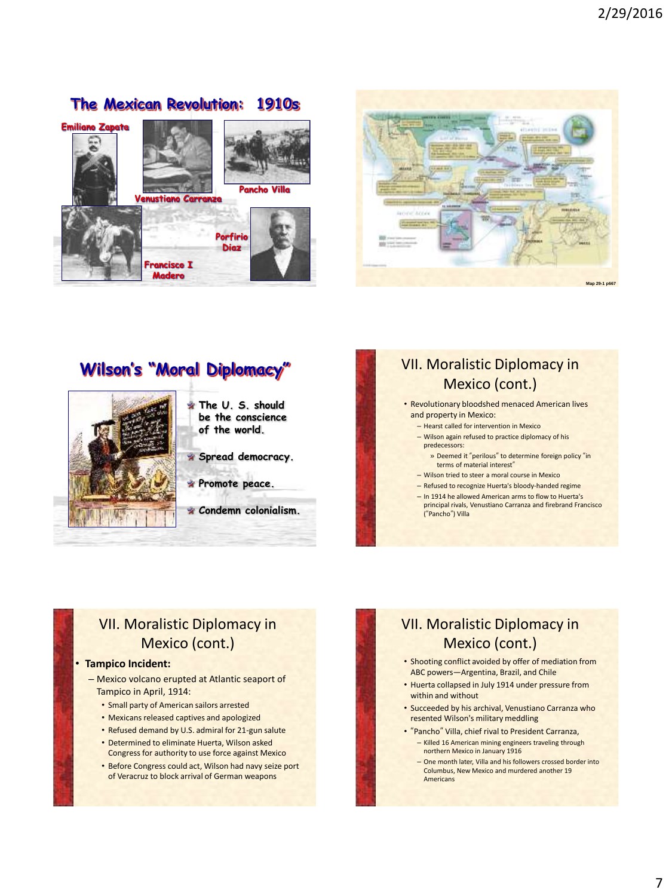## The Mexican Revolution: 1910s

Emiliano Zapata

Venustiano Carranza

Pancho Villa

Porfirio Diaz

Francisco I Madero

Map 29-1 p667

## Wilson's "Moral Diplomacy"

- The U. S. should be the conscience of the world.
- Spread democracy.
- Promote peace.
- Condemn colonialism.

## VII. Moralistic Diplomacy in Mexico (cont.)

- Revolutionary bloodshed menaced American lives and property in Mexico:
  - Hearst called for intervention in Mexico
  - Wilson again refused to practice diplomacy of his predecessors:
    - Deemed it "perilous" to determine foreign policy "in terms of material interest"
  - Wilson tried to steer a moral course in Mexico
  - Refused to recognize Huerta's bloody-handed regime
  - In 1914 he allowed American arms to flow to Huerta's principal rivals, Venustiano Carranza and firebrand Francisco ("Pancho") Villa

## VII. Moralistic Diplomacy in Mexico (cont.)

- **Tampico Incident:**
  - Mexico volcano erupted at Atlantic seaport of Tampico in April, 1914:
    - Small party of American sailors arrested
    - Mexicans released captives and apologized
    - Refused demand by U.S. admiral for 21-gun salute
    - Determined to eliminate Huerta, Wilson asked Congress for authority to use force against Mexico
    - Before Congress could act, Wilson had navy seize port of Veracruz to block arrival of German weapons

## VII. Moralistic Diplomacy in Mexico (cont.)

- Shooting conflict avoided by offer of mediation from ABC powers—Argentina, Brazil, and Chile
- Huerta collapsed in July 1914 under pressure from within and without
- Succeeded by his archival, Venustiano Carranza who resented Wilson's military meddling
- "Pancho" Villa, chief rival to President Carranza,
  - Killed 16 American mining engineers traveling through northern Mexico in January 1916
  - One month later, Villa and his followers crossed border into Columbus, New Mexico and murdered another 19 Americans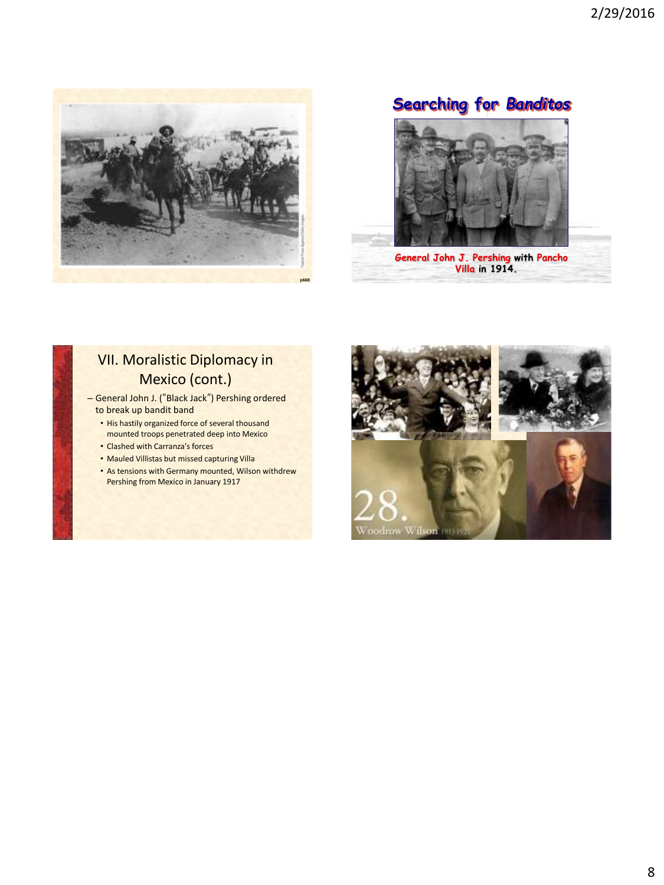p668

## Searching for Banditos

General John J. Pershing with Pancho Villa in 1914.

## VII. Moralistic Diplomacy in Mexico (cont.)

– General John J. ("Black Jack") Pershing ordered to break up bandit band
  - His hastily organized force of several thousand mounted troops penetrated deep into Mexico
  - Clashed with Carranza's forces
  - Mauled Villistas but missed capturing Villa
  - As tensions with Germany mounted, Wilson withdrew Pershing from Mexico in January 1917

28. Woodrow Wilson 1913-1921